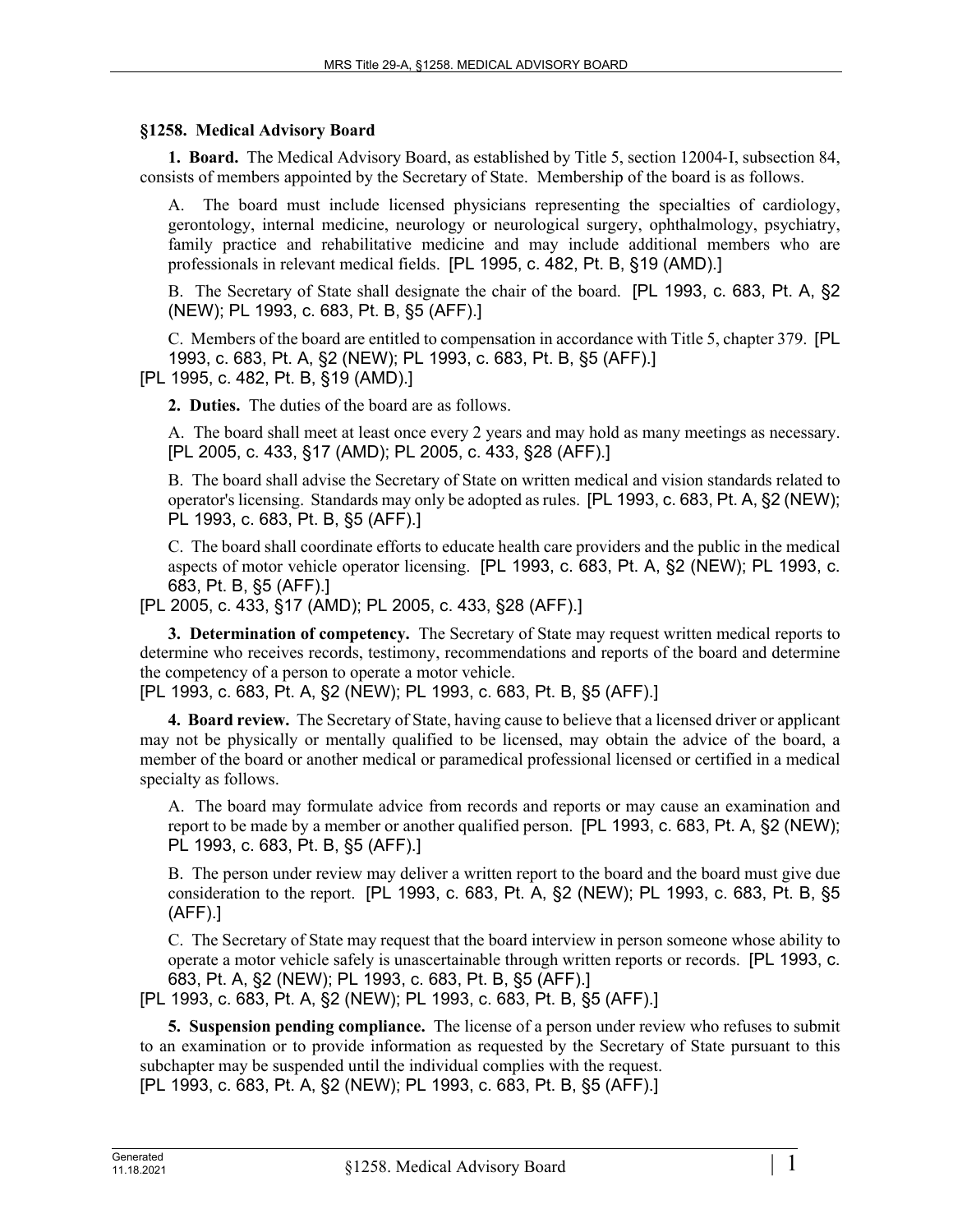### §1258. Medical Advisory Board

**1. Board.** The Medical Advisory Board, as established by Title 5, section 12004-I, subsection 84, consists of members appointed by the Secretary of State. Membership of the board is as follows.

A. The board must include licensed physicians representing the specialties of cardiology, gerontology, internal medicine, neurology or neurological surgery, ophthalmology, psychiatry, family practice and rehabilitative medicine and may include additional members who are professionals in relevant medical fields. [PL 1995, c. 482, Pt. B, §19 (AMD).]

B. The Secretary of State shall designate the chair of the board. [PL 1993, c. 683, Pt. A, §2 (NEW); PL 1993, c. 683, Pt. B, §5 (AFF).]

C. Members of the board are entitled to compensation in accordance with Title 5, chapter 379. [PL 1993, c. 683, Pt. A, §2 (NEW); PL 1993, c. 683, Pt. B, §5 (AFF).]

[PL 1995, c. 482, Pt. B, §19 (AMD).]

**2. Duties.** The duties of the board are as follows.

A. The board shall meet at least once every 2 years and may hold as many meetings as necessary. [PL 2005, c. 433, §17 (AMD); PL 2005, c. 433, §28 (AFF).]

B. The board shall advise the Secretary of State on written medical and vision standards related to operator's licensing. Standards may only be adopted as rules. [PL 1993, c. 683, Pt. A, §2 (NEW); PL 1993, c. 683, Pt. B, §5 (AFF).]

C. The board shall coordinate efforts to educate health care providers and the public in the medical aspects of motor vehicle operator licensing. [PL 1993, c. 683, Pt. A, §2 (NEW); PL 1993, c. 683, Pt. B, §5 (AFF).]

[PL 2005, c. 433, §17 (AMD); PL 2005, c. 433, §28 (AFF).]

**3. Determination of competency.** The Secretary of State may request written medical reports to determine who receives records, testimony, recommendations and reports of the board and determine the competency of a person to operate a motor vehicle.

[PL 1993, c. 683, Pt. A, §2 (NEW); PL 1993, c. 683, Pt. B, §5 (AFF).]

**4. Board review.** The Secretary of State, having cause to believe that a licensed driver or applicant may not be physically or mentally qualified to be licensed, may obtain the advice of the board, a member of the board or another medical or paramedical professional licensed or certified in a medical specialty as follows.

A. The board may formulate advice from records and reports or may cause an examination and report to be made by a member or another qualified person. [PL 1993, c. 683, Pt. A, §2 (NEW); PL 1993, c. 683, Pt. B, §5 (AFF).]

B. The person under review may deliver a written report to the board and the board must give due consideration to the report. [PL 1993, c. 683, Pt. A, §2 (NEW); PL 1993, c. 683, Pt. B, §5 (AFF).]

C. The Secretary of State may request that the board interview in person someone whose ability to operate a motor vehicle safely is unascertainable through written reports or records. [PL 1993, c. 683, Pt. A, §2 (NEW); PL 1993, c. 683, Pt. B, §5 (AFF).]

[PL 1993, c. 683, Pt. A, §2 (NEW); PL 1993, c. 683, Pt. B, §5 (AFF).]

**5. Suspension pending compliance.** The license of a person under review who refuses to submit to an examination or to provide information as requested by the Secretary of State pursuant to this subchapter may be suspended until the individual complies with the request.

[PL 1993, c. 683, Pt. A, §2 (NEW); PL 1993, c. 683, Pt. B, §5 (AFF).]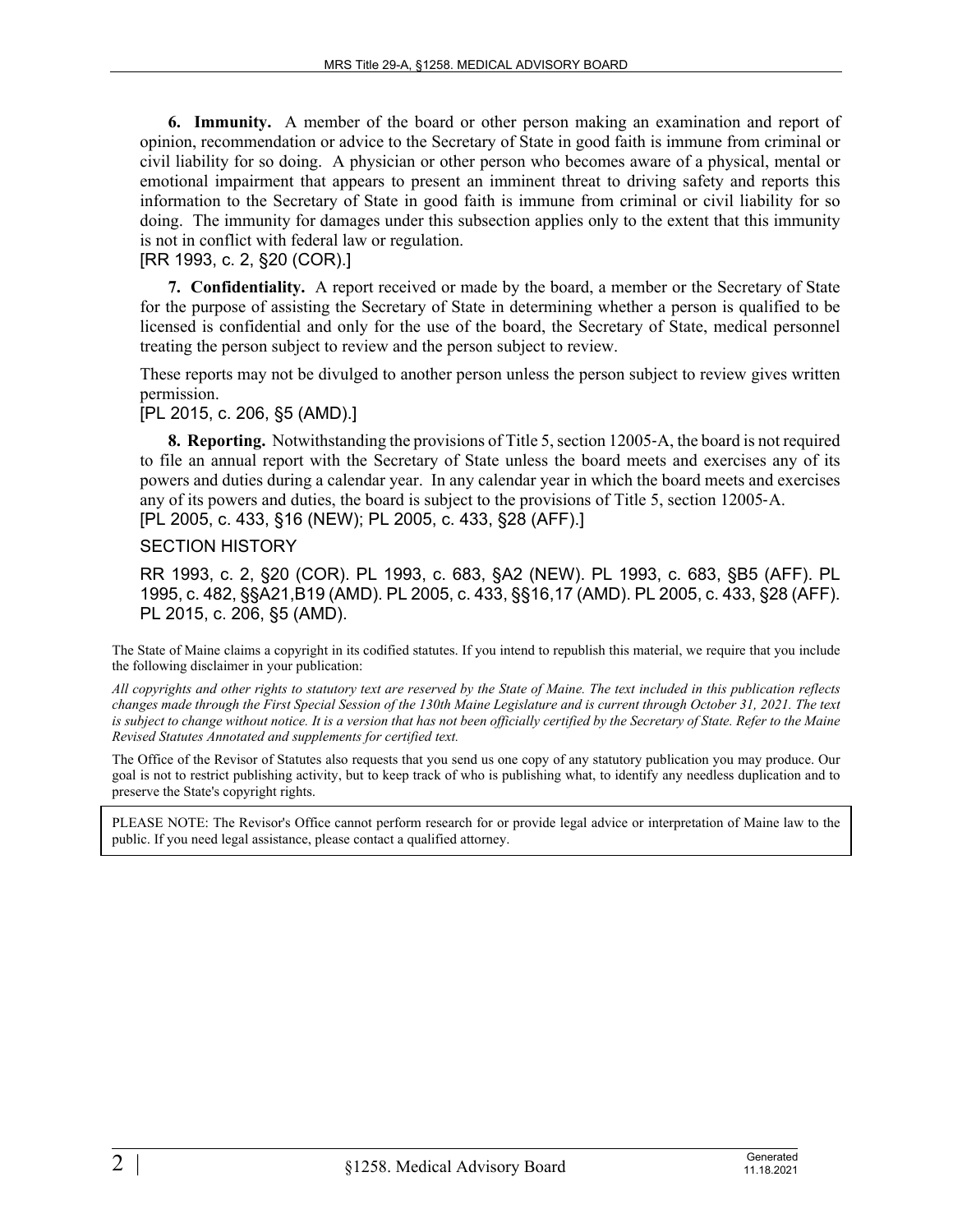**6. Immunity.** A member of the board or other person making an examination and report of opinion, recommendation or advice to the Secretary of State in good faith is immune from criminal or civil liability for so doing. A physician or other person who becomes aware of a physical, mental or emotional impairment that appears to present an imminent threat to driving safety and reports this information to the Secretary of State in good faith is immune from criminal or civil liability for so doing. The immunity for damages under this subsection applies only to the extent that this immunity is not in conflict with federal law or regulation.

[RR 1993, c. 2, §20 (COR).]

**7. Confidentiality.** A report received or made by the board, a member or the Secretary of State for the purpose of assisting the Secretary of State in determining whether a person is qualified to be licensed is confidential and only for the use of the board, the Secretary of State, medical personnel treating the person subject to review and the person subject to review.

These reports may not be divulged to another person unless the person subject to review gives written permission.

[PL 2015, c. 206, §5 (AMD).]

**8. Reporting.** Notwithstanding the provisions of Title 5, section 12005-A, the board is not required to file an annual report with the Secretary of State unless the board meets and exercises any of its powers and duties during a calendar year. In any calendar year in which the board meets and exercises any of its powers and duties, the board is subject to the provisions of Title 5, section 12005-A.

[PL 2005, c. 433, §16 (NEW); PL 2005, c. 433, §28 (AFF).]

SECTION HISTORY

RR 1993, c. 2, §20 (COR). PL 1993, c. 683, §A2 (NEW). PL 1993, c. 683, §B5 (AFF). PL 1995, c. 482, §§A21,B19 (AMD). PL 2005, c. 433, §§16,17 (AMD). PL 2005, c. 433, §28 (AFF). PL 2015, c. 206, §5 (AMD).

The State of Maine claims a copyright in its codified statutes. If you intend to republish this material, we require that you include the following disclaimer in your publication:

*All copyrights and other rights to statutory text are reserved by the State of Maine. The text included in this publication reflects changes made through the First Special Session of the 130th Maine Legislature and is current through October 31, 2021. The text is subject to change without notice. It is a version that has not been officially certified by the Secretary of State. Refer to the Maine Revised Statutes Annotated and supplements for certified text.*

The Office of the Revisor of Statutes also requests that you send us one copy of any statutory publication you may produce. Our goal is not to restrict publishing activity, but to keep track of who is publishing what, to identify any needless duplication and to preserve the State's copyright rights.

PLEASE NOTE: The Revisor's Office cannot perform research for or provide legal advice or interpretation of Maine law to the public. If you need legal assistance, please contact a qualified attorney.